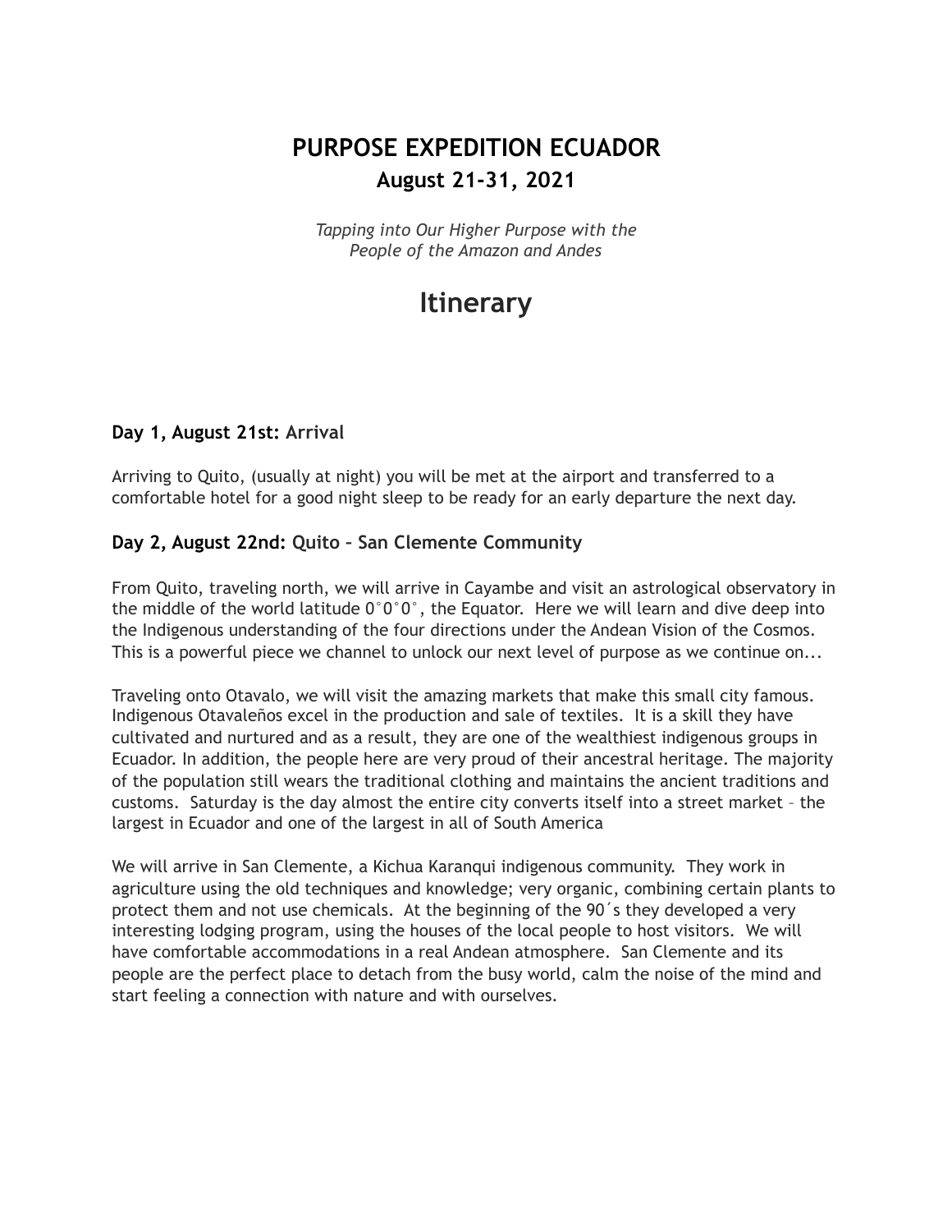# PURPOSE EXPEDITION ECUADOR

## August 21-31, 2021

*Tapping into Our Higher Purpose with the People of the Amazon and Andes*

# Itinerary

### Day 1, August 21st: Arrival

Arriving to Quito, (usually at night) you will be met at the airport and transferred to a comfortable hotel for a good night sleep to be ready for an early departure the next day.

### Day 2, August 22nd: Quito – San Clemente Community

From Quito, traveling north, we will arrive in Cayambe and visit an astrological observatory in the middle of the world latitude 0°0'0", the Equator. Here we will learn and dive deep into the Indigenous understanding of the four directions under the Andean Vision of the Cosmos. This is a powerful piece we channel to unlock our next level of purpose as we continue on...

Traveling onto Otavalo, we will visit the amazing markets that make this small city famous. Indigenous Otavaleños excel in the production and sale of textiles. It is a skill they have cultivated and nurtured and as a result, they are one of the wealthiest indigenous groups in Ecuador. In addition, the people here are very proud of their ancestral heritage. The majority of the population still wears the traditional clothing and maintains the ancient traditions and customs. Saturday is the day almost the entire city converts itself into a street market – the largest in Ecuador and one of the largest in all of South America

We will arrive in San Clemente, a Kichua Karanqui indigenous community. They work in agriculture using the old techniques and knowledge; very organic, combining certain plants to protect them and not use chemicals. At the beginning of the 90´s they developed a very interesting lodging program, using the houses of the local people to host visitors. We will have comfortable accommodations in a real Andean atmosphere. San Clemente and its people are the perfect place to detach from the busy world, calm the noise of the mind and start feeling a connection with nature and with ourselves.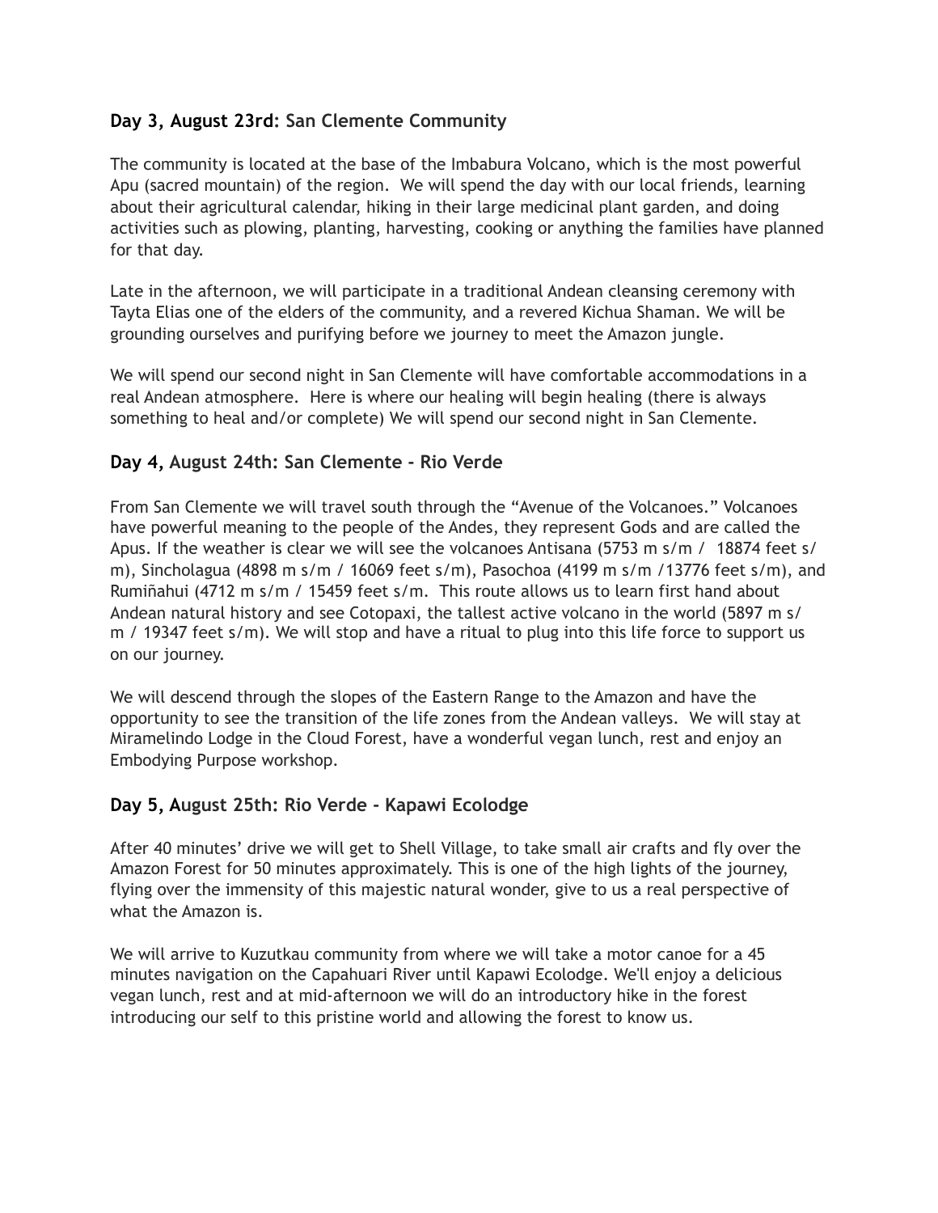### **Day 3, August 23rd: San Clemente Community**

The community is located at the base of the Imbabura Volcano, which is the most powerful Apu (sacred mountain) of the region. We will spend the day with our local friends, learning about their agricultural calendar, hiking in their large medicinal plant garden, and doing activities such as plowing, planting, harvesting, cooking or anything the families have planned for that day.

Late in the afternoon, we will participate in a traditional Andean cleansing ceremony with Tayta Elias one of the elders of the community, and a revered Kichua Shaman. We will be grounding ourselves and purifying before we journey to meet the Amazon jungle.

We will spend our second night in San Clemente will have comfortable accommodations in a real Andean atmosphere. Here is where our healing will begin healing (there is always something to heal and/or complete) We will spend our second night in San Clemente.

### **Day 4, August 24th: San Clemente - Rio Verde**

From San Clemente we will travel south through the "Avenue of the Volcanoes." Volcanoes have powerful meaning to the people of the Andes, they represent Gods and are called the Apus. If the weather is clear we will see the volcanoes Antisana (5753 m s/m / 18874 feet s/m), Sincholagua (4898 m s/m / 16069 feet s/m), Pasochoa (4199 m s/m /13776 feet s/m), and Rumiñahui (4712 m s/m / 15459 feet s/m. This route allows us to learn first hand about Andean natural history and see Cotopaxi, the tallest active volcano in the world (5897 m s/m / 19347 feet s/m). We will stop and have a ritual to plug into this life force to support us on our journey.

We will descend through the slopes of the Eastern Range to the Amazon and have the opportunity to see the transition of the life zones from the Andean valleys. We will stay at Miramelindo Lodge in the Cloud Forest, have a wonderful vegan lunch, rest and enjoy an Embodying Purpose workshop.

### **Day 5, August 25th: Rio Verde - Kapawi Ecolodge**

After 40 minutes' drive we will get to Shell Village, to take small air crafts and fly over the Amazon Forest for 50 minutes approximately. This is one of the high lights of the journey, flying over the immensity of this majestic natural wonder, give to us a real perspective of what the Amazon is.

We will arrive to Kuzutkau community from where we will take a motor canoe for a 45 minutes navigation on the Capahuari River until Kapawi Ecolodge. We'll enjoy a delicious vegan lunch, rest and at mid-afternoon we will do an introductory hike in the forest introducing our self to this pristine world and allowing the forest to know us.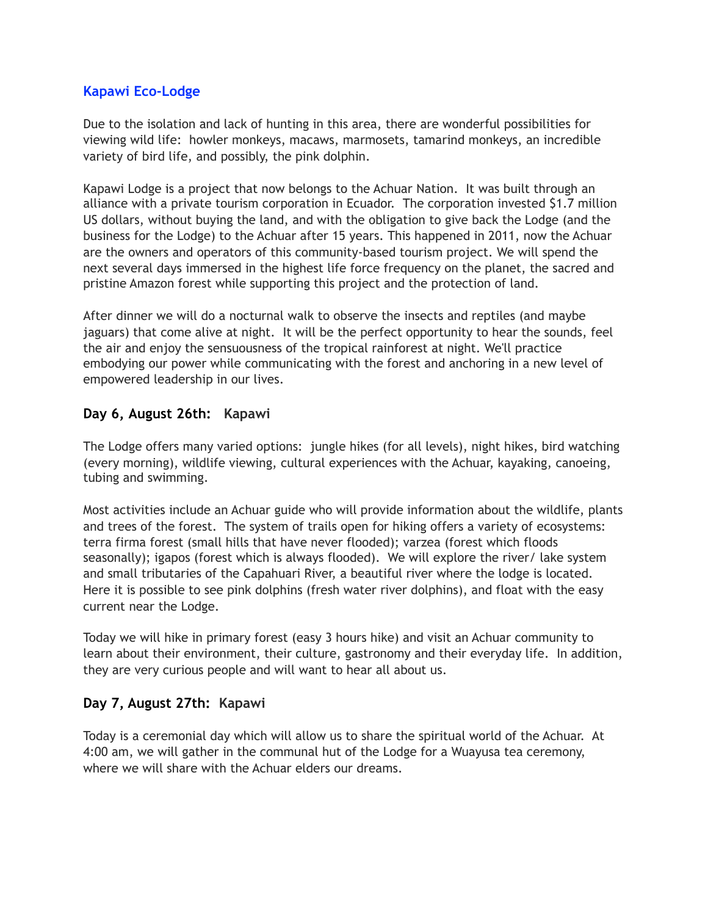## Kapawi Eco-Lodge

Due to the isolation and lack of hunting in this area, there are wonderful possibilities for viewing wild life: howler monkeys, macaws, marmosets, tamarind monkeys, an incredible variety of bird life, and possibly, the pink dolphin.

Kapawi Lodge is a project that now belongs to the Achuar Nation. It was built through an alliance with a private tourism corporation in Ecuador. The corporation invested $1.7 million US dollars, without buying the land, and with the obligation to give back the Lodge (and the business for the Lodge) to the Achuar after 15 years. This happened in 2011, now the Achuar are the owners and operators of this community-based tourism project. We will spend the next several days immersed in the highest life force frequency on the planet, the sacred and pristine Amazon forest while supporting this project and the protection of land.

After dinner we will do a nocturnal walk to observe the insects and reptiles (and maybe jaguars) that come alive at night. It will be the perfect opportunity to hear the sounds, feel the air and enjoy the sensuousness of the tropical rainforest at night. We'll practice embodying our power while communicating with the forest and anchoring in a new level of empowered leadership in our lives.

### Day 6, August 26th: Kapawi

The Lodge offers many varied options: jungle hikes (for all levels), night hikes, bird watching (every morning), wildlife viewing, cultural experiences with the Achuar, kayaking, canoeing, tubing and swimming.

Most activities include an Achuar guide who will provide information about the wildlife, plants and trees of the forest. The system of trails open for hiking offers a variety of ecosystems: terra firma forest (small hills that have never flooded); varzea (forest which floods seasonally); igapos (forest which is always flooded). We will explore the river/ lake system and small tributaries of the Capahuari River, a beautiful river where the lodge is located. Here it is possible to see pink dolphins (fresh water river dolphins), and float with the easy current near the Lodge.

Today we will hike in primary forest (easy 3 hours hike) and visit an Achuar community to learn about their environment, their culture, gastronomy and their everyday life. In addition, they are very curious people and will want to hear all about us.

### Day 7, August 27th: Kapawi

Today is a ceremonial day which will allow us to share the spiritual world of the Achuar. At 4:00 am, we will gather in the communal hut of the Lodge for a Wuayusa tea ceremony, where we will share with the Achuar elders our dreams.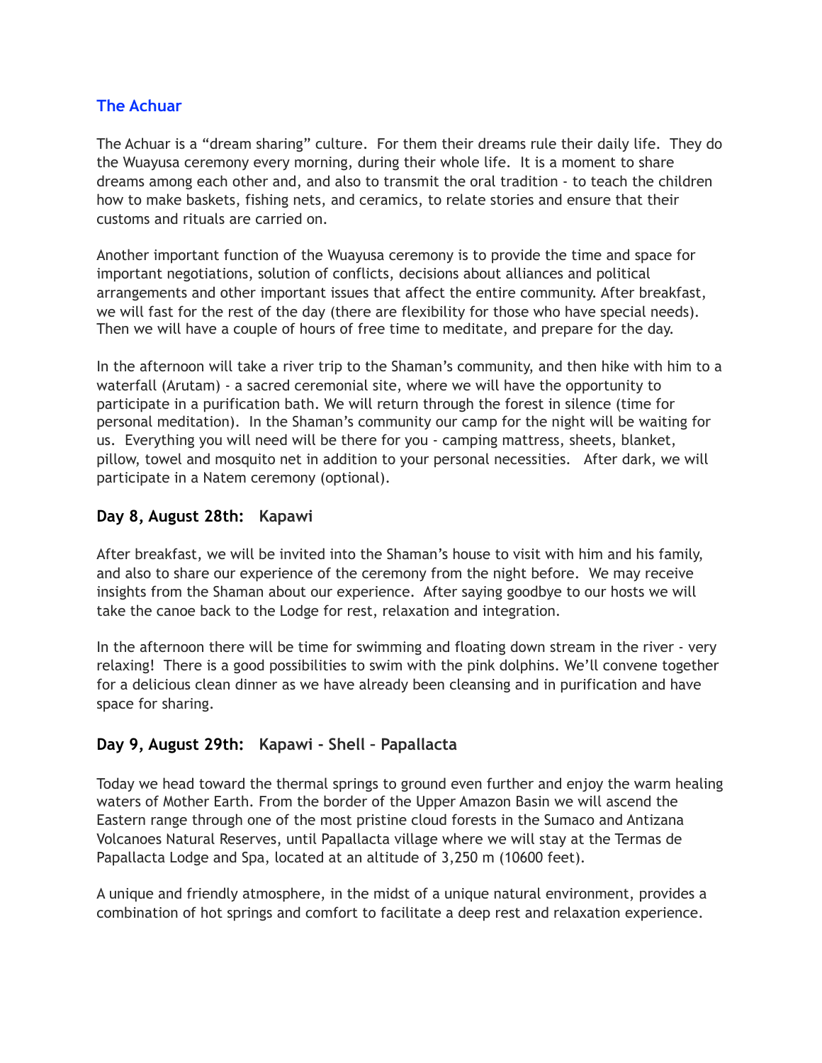## The Achuar

The Achuar is a "dream sharing" culture. For them their dreams rule their daily life. They do the Wuayusa ceremony every morning, during their whole life. It is a moment to share dreams among each other and, and also to transmit the oral tradition - to teach the children how to make baskets, fishing nets, and ceramics, to relate stories and ensure that their customs and rituals are carried on.

Another important function of the Wuayusa ceremony is to provide the time and space for important negotiations, solution of conflicts, decisions about alliances and political arrangements and other important issues that affect the entire community. After breakfast, we will fast for the rest of the day (there are flexibility for those who have special needs). Then we will have a couple of hours of free time to meditate, and prepare for the day.

In the afternoon will take a river trip to the Shaman's community, and then hike with him to a waterfall (Arutam) - a sacred ceremonial site, where we will have the opportunity to participate in a purification bath. We will return through the forest in silence (time for personal meditation). In the Shaman's community our camp for the night will be waiting for us. Everything you will need will be there for you - camping mattress, sheets, blanket, pillow, towel and mosquito net in addition to your personal necessities. After dark, we will participate in a Natem ceremony (optional).

### Day 8, August 28th: Kapawi

After breakfast, we will be invited into the Shaman's house to visit with him and his family, and also to share our experience of the ceremony from the night before. We may receive insights from the Shaman about our experience. After saying goodbye to our hosts we will take the canoe back to the Lodge for rest, relaxation and integration.

In the afternoon there will be time for swimming and floating down stream in the river - very relaxing! There is a good possibilities to swim with the pink dolphins. We'll convene together for a delicious clean dinner as we have already been cleansing and in purification and have space for sharing.

### Day 9, August 29th: Kapawi - Shell – Papallacta

Today we head toward the thermal springs to ground even further and enjoy the warm healing waters of Mother Earth. From the border of the Upper Amazon Basin we will ascend the Eastern range through one of the most pristine cloud forests in the Sumaco and Antizana Volcanoes Natural Reserves, until Papallacta village where we will stay at the Termas de Papallacta Lodge and Spa, located at an altitude of 3,250 m (10600 feet).

A unique and friendly atmosphere, in the midst of a unique natural environment, provides a combination of hot springs and comfort to facilitate a deep rest and relaxation experience.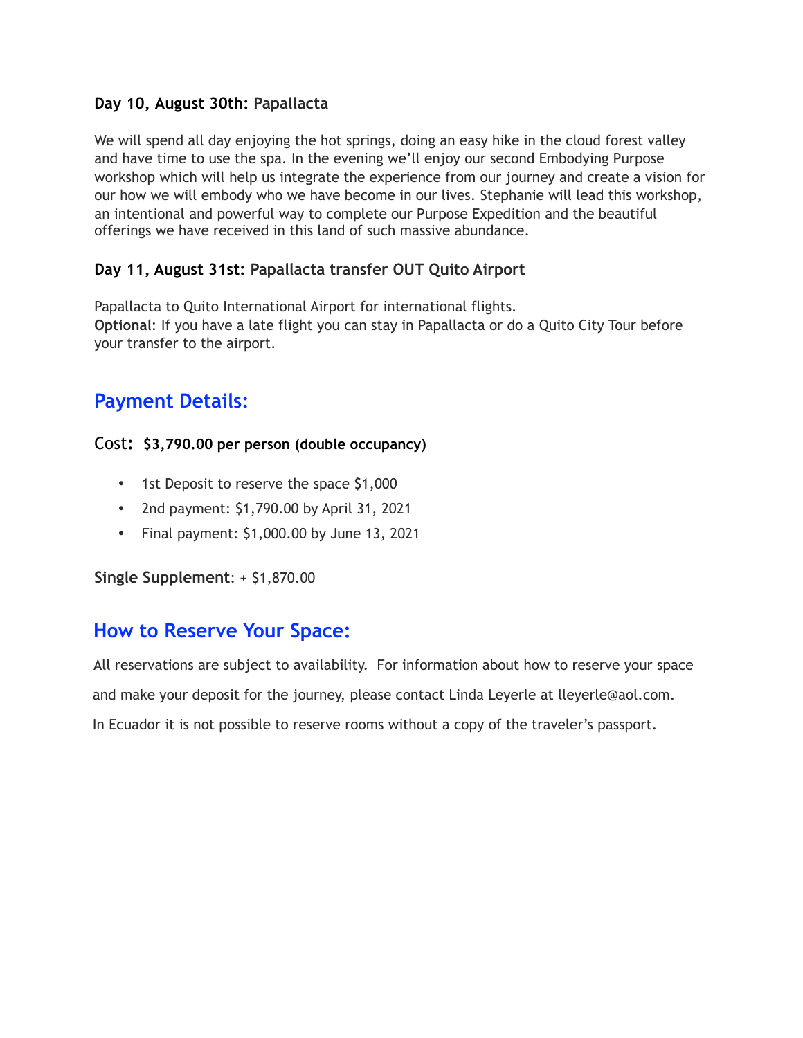**Day 10, August 30th:** Papallacta

We will spend all day enjoying the hot springs, doing an easy hike in the cloud forest valley and have time to use the spa. In the evening we'll enjoy our second Embodying Purpose workshop which will help us integrate the experience from our journey and create a vision for our how we will embody who we have become in our lives. Stephanie will lead this workshop, an intentional and powerful way to complete our Purpose Expedition and the beautiful offerings we have received in this land of such massive abundance.

**Day 11, August 31st:** Papallacta transfer OUT Quito Airport

Papallacta to Quito International Airport for international flights.
**Optional**: If you have a late flight you can stay in Papallacta or do a Quito City Tour before your transfer to the airport.

## Payment Details:

Cost**: $3,790.00 per person (double occupancy)**

- 1st Deposit to reserve the space $1,000
- 2nd payment: $1,790.00 by April 31, 2021
- Final payment: $1,000.00 by June 13, 2021

**Single Supplement**: + $1,870.00

## How to Reserve Your Space:

All reservations are subject to availability. For information about how to reserve your space and make your deposit for the journey, please contact Linda Leyerle at lleyerle@aol.com.
In Ecuador it is not possible to reserve rooms without a copy of the traveler's passport.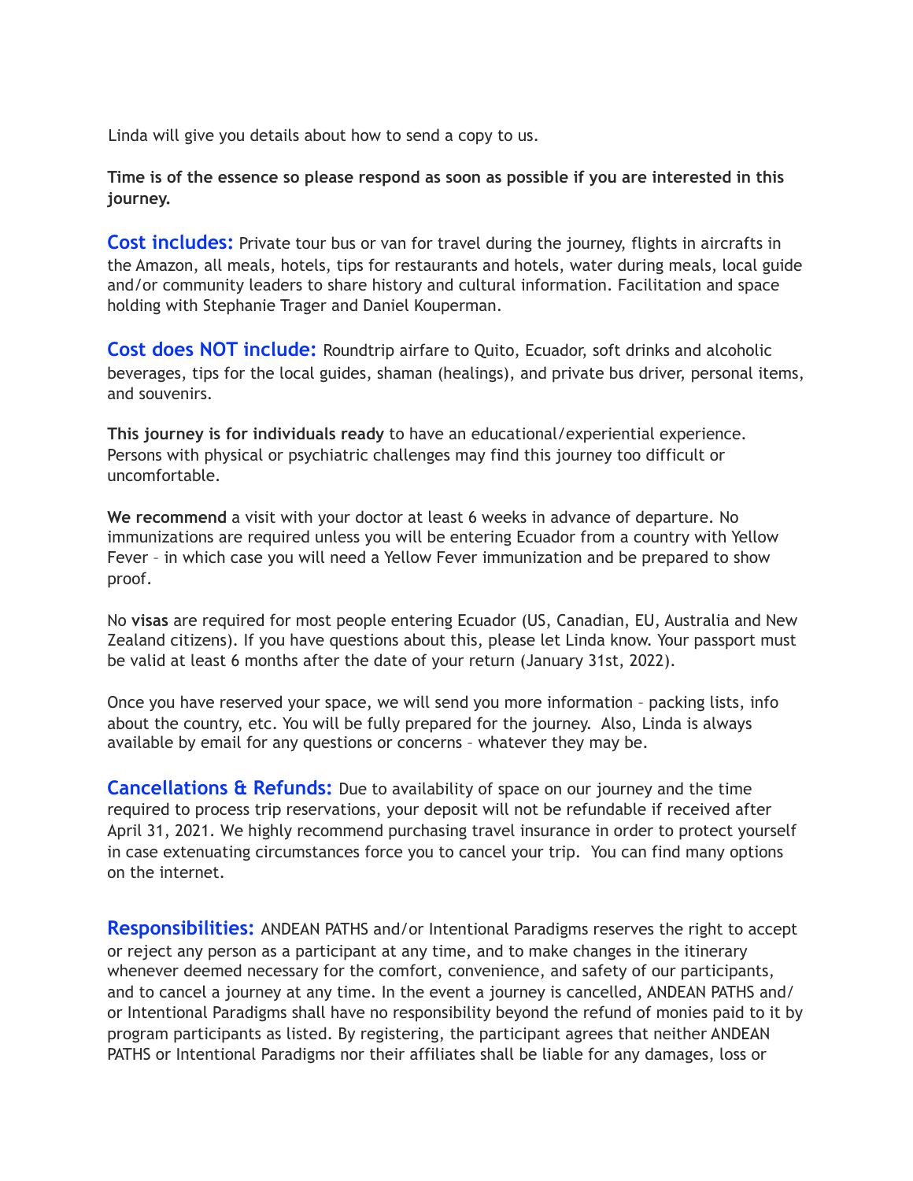Linda will give you details about how to send a copy to us.

**Time is of the essence so please respond as soon as possible if you are interested in this journey.**

**Cost includes:** Private tour bus or van for travel during the journey, flights in aircrafts in the Amazon, all meals, hotels, tips for restaurants and hotels, water during meals, local guide and/or community leaders to share history and cultural information. Facilitation and space holding with Stephanie Trager and Daniel Kouperman.

**Cost does NOT include:** Roundtrip airfare to Quito, Ecuador, soft drinks and alcoholic beverages, tips for the local guides, shaman (healings), and private bus driver, personal items, and souvenirs.

**This journey is for individuals ready** to have an educational/experiential experience. Persons with physical or psychiatric challenges may find this journey too difficult or uncomfortable.

**We recommend** a visit with your doctor at least 6 weeks in advance of departure. No immunizations are required unless you will be entering Ecuador from a country with Yellow Fever – in which case you will need a Yellow Fever immunization and be prepared to show proof.

No **visas** are required for most people entering Ecuador (US, Canadian, EU, Australia and New Zealand citizens). If you have questions about this, please let Linda know. Your passport must be valid at least 6 months after the date of your return (January 31st, 2022).

Once you have reserved your space, we will send you more information – packing lists, info about the country, etc. You will be fully prepared for the journey. Also, Linda is always available by email for any questions or concerns – whatever they may be.

**Cancellations & Refunds:** Due to availability of space on our journey and the time required to process trip reservations, your deposit will not be refundable if received after April 31, 2021. We highly recommend purchasing travel insurance in order to protect yourself in case extenuating circumstances force you to cancel your trip. You can find many options on the internet.

**Responsibilities:** ANDEAN PATHS and/or Intentional Paradigms reserves the right to accept or reject any person as a participant at any time, and to make changes in the itinerary whenever deemed necessary for the comfort, convenience, and safety of our participants, and to cancel a journey at any time. In the event a journey is cancelled, ANDEAN PATHS and/or Intentional Paradigms shall have no responsibility beyond the refund of monies paid to it by program participants as listed. By registering, the participant agrees that neither ANDEAN PATHS or Intentional Paradigms nor their affiliates shall be liable for any damages, loss or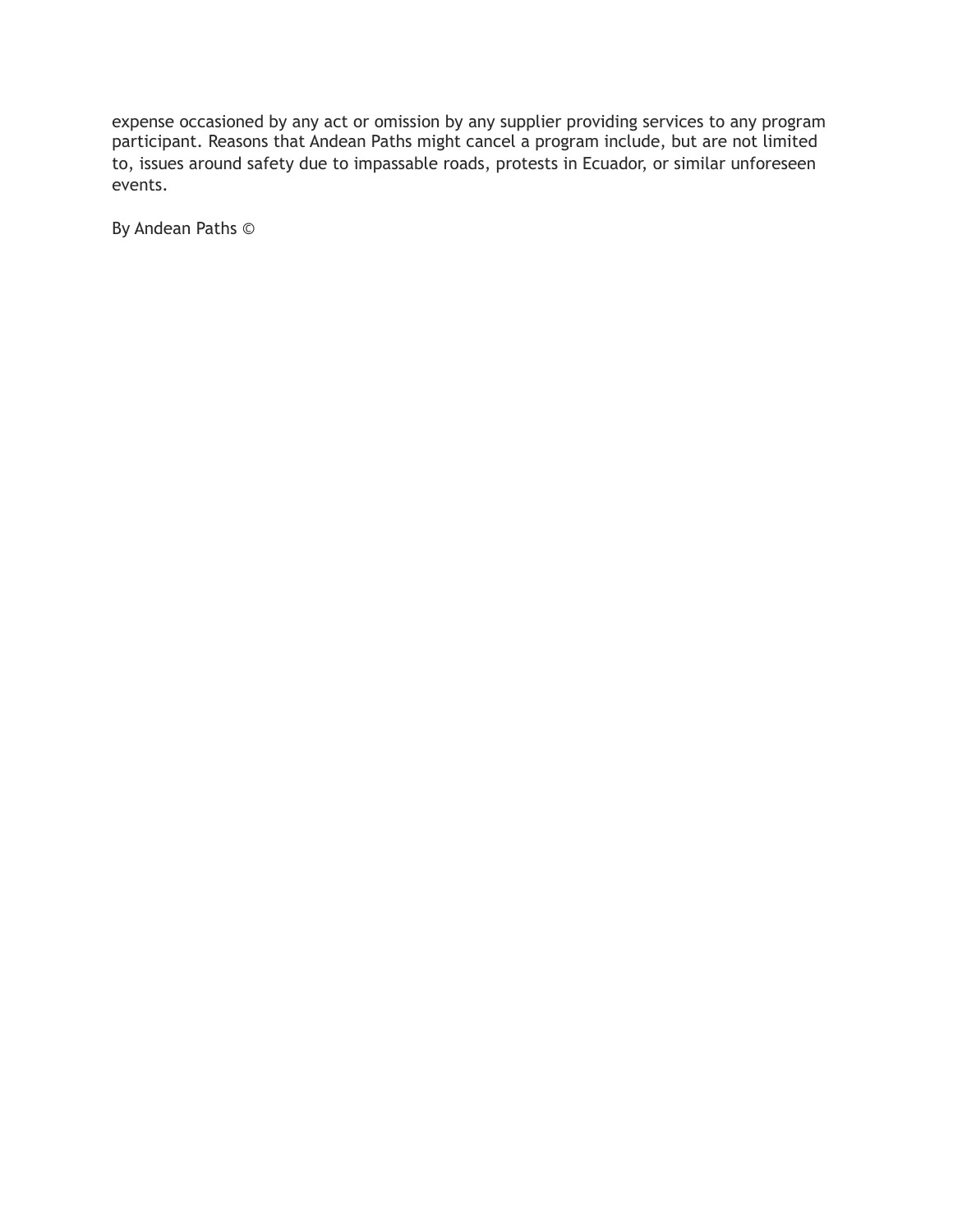expense occasioned by any act or omission by any supplier providing services to any program participant. Reasons that Andean Paths might cancel a program include, but are not limited to, issues around safety due to impassable roads, protests in Ecuador, or similar unforeseen events.

By Andean Paths ©